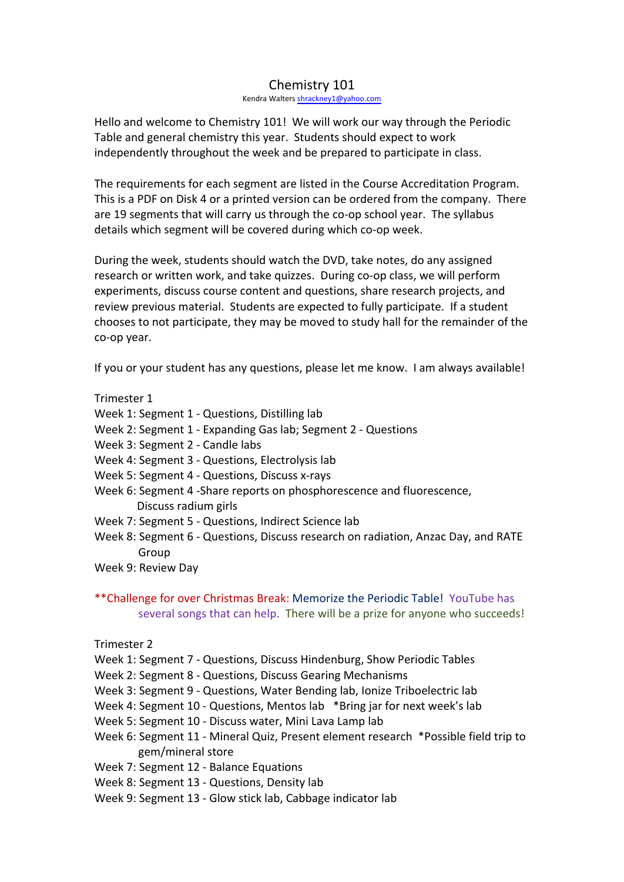# Chemistry 101

Kendra Walters shrackney1@yahoo.com

Hello and welcome to Chemistry 101! We will work our way through the Periodic Table and general chemistry this year. Students should expect to work independently throughout the week and be prepared to participate in class.

The requirements for each segment are listed in the Course Accreditation Program. This is a PDF on Disk 4 or a printed version can be ordered from the company. There are 19 segments that will carry us through the co-op school year. The syllabus details which segment will be covered during which co-op week.

During the week, students should watch the DVD, take notes, do any assigned research or written work, and take quizzes. During co-op class, we will perform experiments, discuss course content and questions, share research projects, and review previous material. Students are expected to fully participate. If a student chooses to not participate, they may be moved to study hall for the remainder of the co-op year.

If you or your student has any questions, please let me know. I am always available!

Trimester 1

Week 1: Segment 1 - Questions, Distilling lab
Week 2: Segment 1 - Expanding Gas lab; Segment 2 - Questions
Week 3: Segment 2 - Candle labs
Week 4: Segment 3 - Questions, Electrolysis lab
Week 5: Segment 4 - Questions, Discuss x-rays
Week 6: Segment 4 -Share reports on phosphorescence and fluorescence, Discuss radium girls
Week 7: Segment 5 - Questions, Indirect Science lab
Week 8: Segment 6 - Questions, Discuss research on radiation, Anzac Day, and RATE Group
Week 9: Review Day

**Challenge for over Christmas Break: Memorize the Periodic Table! YouTube has several songs that can help. There will be a prize for anyone who succeeds!

Trimester 2

Week 1: Segment 7 - Questions, Discuss Hindenburg, Show Periodic Tables
Week 2: Segment 8 - Questions, Discuss Gearing Mechanisms
Week 3: Segment 9 - Questions, Water Bending lab, Ionize Triboelectric lab
Week 4: Segment 10 - Questions, Mentos lab *Bring jar for next week's lab
Week 5: Segment 10 - Discuss water, Mini Lava Lamp lab
Week 6: Segment 11 - Mineral Quiz, Present element research *Possible field trip to gem/mineral store
Week 7: Segment 12 - Balance Equations
Week 8: Segment 13 - Questions, Density lab
Week 9: Segment 13 - Glow stick lab, Cabbage indicator lab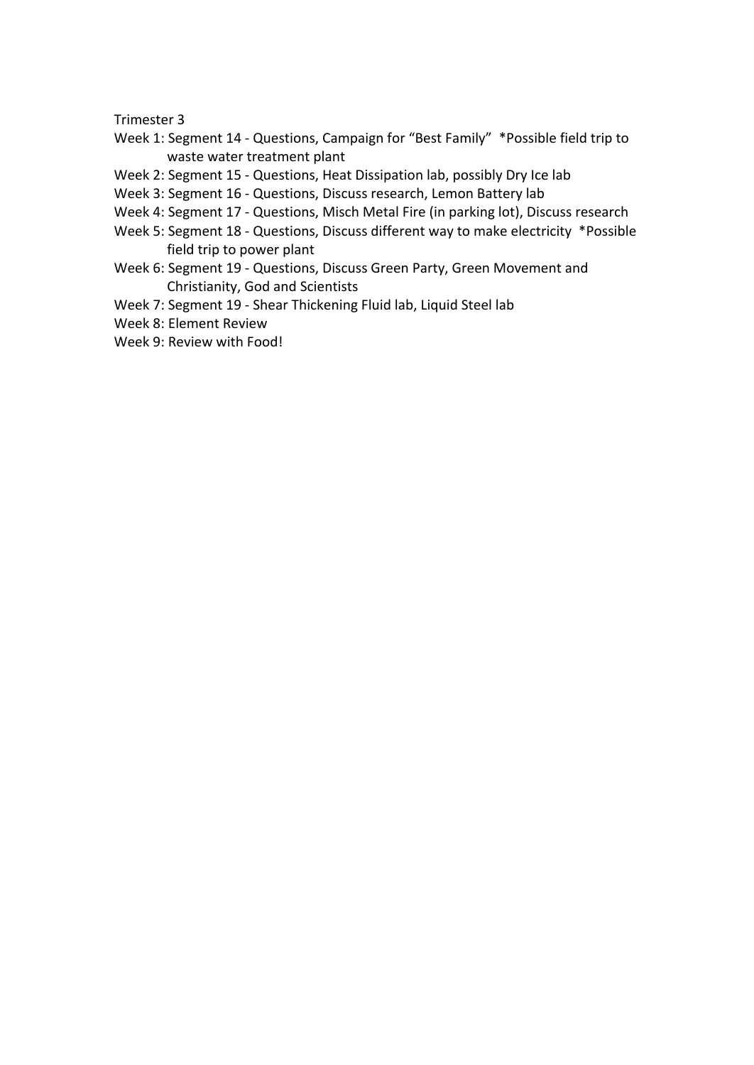Trimester 3

Week 1: Segment 14 - Questions, Campaign for "Best Family" *Possible field trip to waste water treatment plant

Week 2: Segment 15 - Questions, Heat Dissipation lab, possibly Dry Ice lab

Week 3: Segment 16 - Questions, Discuss research, Lemon Battery lab

Week 4: Segment 17 - Questions, Misch Metal Fire (in parking lot), Discuss research

Week 5: Segment 18 - Questions, Discuss different way to make electricity *Possible field trip to power plant

Week 6: Segment 19 - Questions, Discuss Green Party, Green Movement and Christianity, God and Scientists

Week 7: Segment 19 - Shear Thickening Fluid lab, Liquid Steel lab

Week 8: Element Review

Week 9: Review with Food!